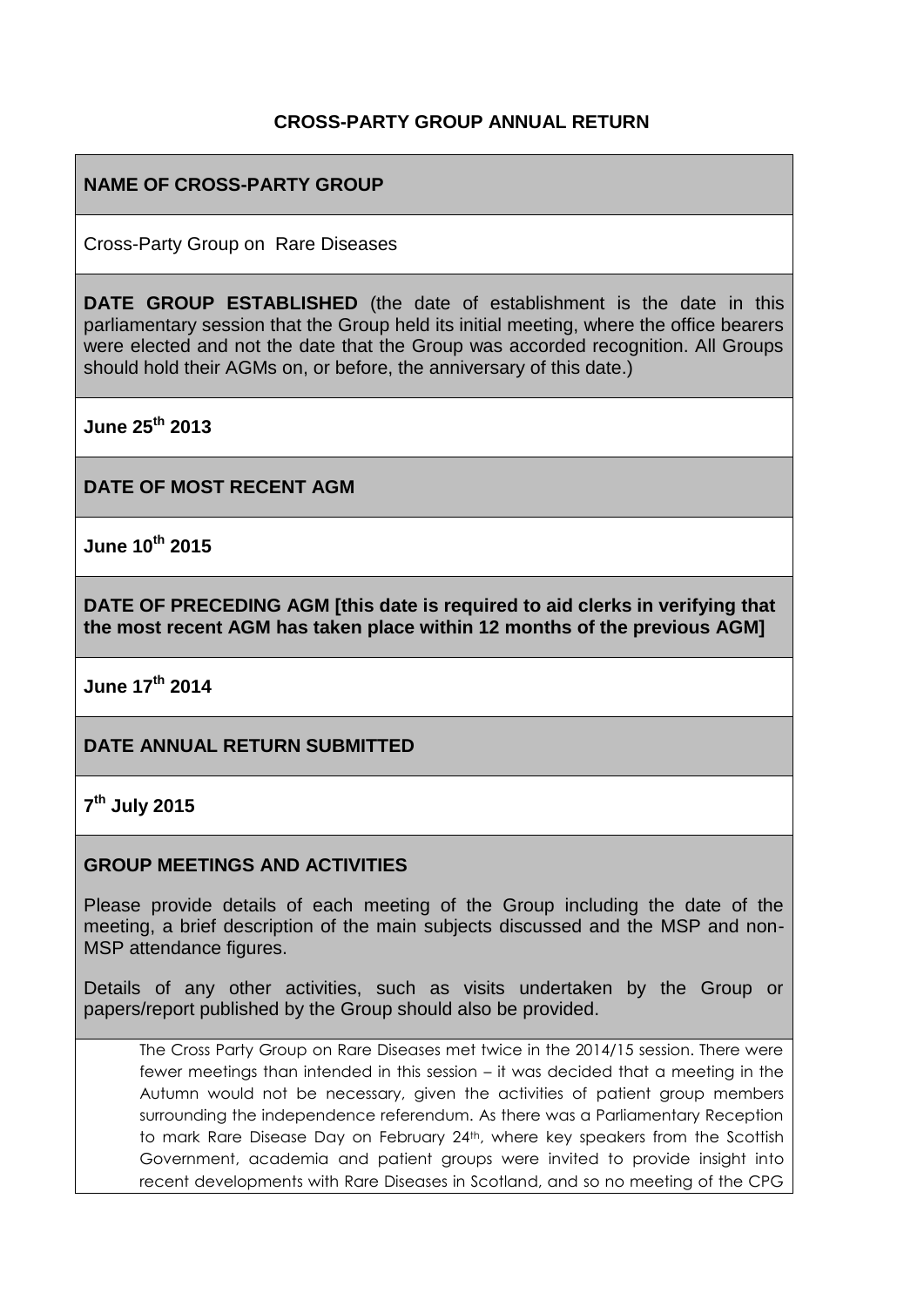**CROSS-PARTY GROUP ANNUAL RETURN**

**NAME OF CROSS-PARTY GROUP**

Cross-Party Group on Rare Diseases

**DATE GROUP ESTABLISHED** (the date of establishment is the date in this parliamentary session that the Group held its initial meeting, where the office bearers were elected and not the date that the Group was accorded recognition. All Groups should hold their AGMs on, or before, the anniversary of this date.)

**June 25th 2013**

**DATE OF MOST RECENT AGM**

**June 10th 2015**

**DATE OF PRECEDING AGM [this date is required to aid clerks in verifying that the most recent AGM has taken place within 12 months of the previous AGM]**

**June 17th 2014**

**DATE ANNUAL RETURN SUBMITTED**

**7th July 2015**

**GROUP MEETINGS AND ACTIVITIES**

Please provide details of each meeting of the Group including the date of the meeting, a brief description of the main subjects discussed and the MSP and non-MSP attendance figures.

Details of any other activities, such as visits undertaken by the Group or papers/report published by the Group should also be provided.

The Cross Party Group on Rare Diseases met twice in the 2014/15 session. There were fewer meetings than intended in this session – it was decided that a meeting in the Autumn would not be necessary, given the activities of patient group members surrounding the independence referendum. As there was a Parliamentary Reception to mark Rare Disease Day on February 24th, where key speakers from the Scottish Government, academia and patient groups were invited to provide insight into recent developments with Rare Diseases in Scotland, and so no meeting of the CPG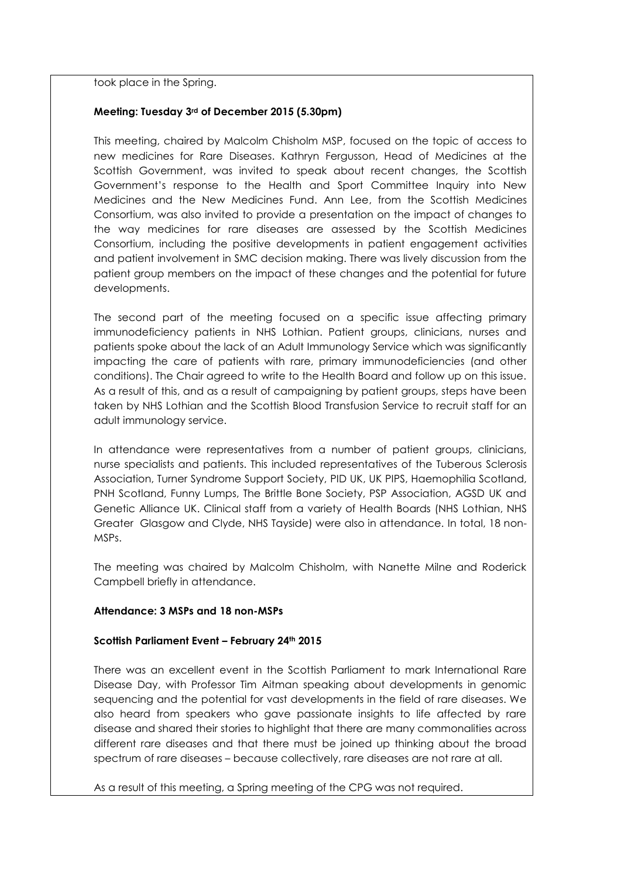took place in the Spring.

**Meeting: Tuesday 3rd of December 2015 (5.30pm)**

This meeting, chaired by Malcolm Chisholm MSP, focused on the topic of access to new medicines for Rare Diseases. Kathryn Fergusson, Head of Medicines at the Scottish Government, was invited to speak about recent changes, the Scottish Government's response to the Health and Sport Committee Inquiry into New Medicines and the New Medicines Fund. Ann Lee, from the Scottish Medicines Consortium, was also invited to provide a presentation on the impact of changes to the way medicines for rare diseases are assessed by the Scottish Medicines Consortium, including the positive developments in patient engagement activities and patient involvement in SMC decision making. There was lively discussion from the patient group members on the impact of these changes and the potential for future developments.

The second part of the meeting focused on a specific issue affecting primary immunodeficiency patients in NHS Lothian. Patient groups, clinicians, nurses and patients spoke about the lack of an Adult Immunology Service which was significantly impacting the care of patients with rare, primary immunodeficiencies (and other conditions). The Chair agreed to write to the Health Board and follow up on this issue. As a result of this, and as a result of campaigning by patient groups, steps have been taken by NHS Lothian and the Scottish Blood Transfusion Service to recruit staff for an adult immunology service.

In attendance were representatives from a number of patient groups, clinicians, nurse specialists and patients. This included representatives of the Tuberous Sclerosis Association, Turner Syndrome Support Society, PID UK, UK PIPS, Haemophilia Scotland, PNH Scotland, Funny Lumps, The Brittle Bone Society, PSP Association, AGSD UK and Genetic Alliance UK. Clinical staff from a variety of Health Boards (NHS Lothian, NHS Greater Glasgow and Clyde, NHS Tayside) were also in attendance. In total, 18 non-MSPs.

The meeting was chaired by Malcolm Chisholm, with Nanette Milne and Roderick Campbell briefly in attendance.

**Attendance: 3 MSPs and 18 non-MSPs**

**Scottish Parliament Event – February 24th 2015**

There was an excellent event in the Scottish Parliament to mark International Rare Disease Day, with Professor Tim Aitman speaking about developments in genomic sequencing and the potential for vast developments in the field of rare diseases. We also heard from speakers who gave passionate insights to life affected by rare disease and shared their stories to highlight that there are many commonalities across different rare diseases and that there must be joined up thinking about the broad spectrum of rare diseases – because collectively, rare diseases are not rare at all.

As a result of this meeting, a Spring meeting of the CPG was not required.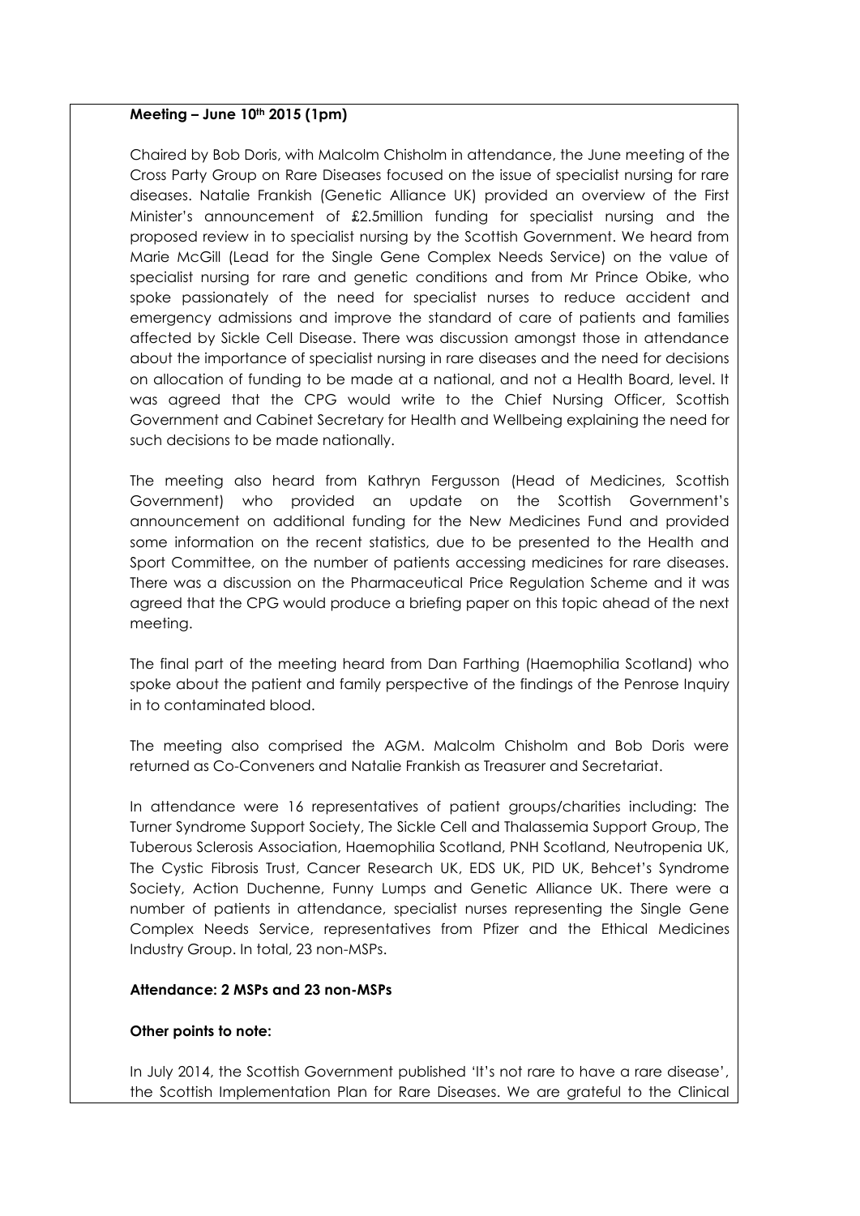**Meeting – June 10th 2015 (1pm)**

Chaired by Bob Doris, with Malcolm Chisholm in attendance, the June meeting of the Cross Party Group on Rare Diseases focused on the issue of specialist nursing for rare diseases. Natalie Frankish (Genetic Alliance UK) provided an overview of the First Minister's announcement of £2.5million funding for specialist nursing and the proposed review in to specialist nursing by the Scottish Government. We heard from Marie McGill (Lead for the Single Gene Complex Needs Service) on the value of specialist nursing for rare and genetic conditions and from Mr Prince Obike, who spoke passionately of the need for specialist nurses to reduce accident and emergency admissions and improve the standard of care of patients and families affected by Sickle Cell Disease. There was discussion amongst those in attendance about the importance of specialist nursing in rare diseases and the need for decisions on allocation of funding to be made at a national, and not a Health Board, level. It was agreed that the CPG would write to the Chief Nursing Officer, Scottish Government and Cabinet Secretary for Health and Wellbeing explaining the need for such decisions to be made nationally.

The meeting also heard from Kathryn Fergusson (Head of Medicines, Scottish Government) who provided an update on the Scottish Government's announcement on additional funding for the New Medicines Fund and provided some information on the recent statistics, due to be presented to the Health and Sport Committee, on the number of patients accessing medicines for rare diseases. There was a discussion on the Pharmaceutical Price Regulation Scheme and it was agreed that the CPG would produce a briefing paper on this topic ahead of the next meeting.

The final part of the meeting heard from Dan Farthing (Haemophilia Scotland) who spoke about the patient and family perspective of the findings of the Penrose Inquiry in to contaminated blood.

The meeting also comprised the AGM. Malcolm Chisholm and Bob Doris were returned as Co-Conveners and Natalie Frankish as Treasurer and Secretariat.

In attendance were 16 representatives of patient groups/charities including: The Turner Syndrome Support Society, The Sickle Cell and Thalassemia Support Group, The Tuberous Sclerosis Association, Haemophilia Scotland, PNH Scotland, Neutropenia UK, The Cystic Fibrosis Trust, Cancer Research UK, EDS UK, PID UK, Behcet's Syndrome Society, Action Duchenne, Funny Lumps and Genetic Alliance UK. There were a number of patients in attendance, specialist nurses representing the Single Gene Complex Needs Service, representatives from Pfizer and the Ethical Medicines Industry Group. In total, 23 non-MSPs.

**Attendance: 2 MSPs and 23 non-MSPs**

**Other points to note:**

In July 2014, the Scottish Government published 'It's not rare to have a rare disease', the Scottish Implementation Plan for Rare Diseases. We are grateful to the Clinical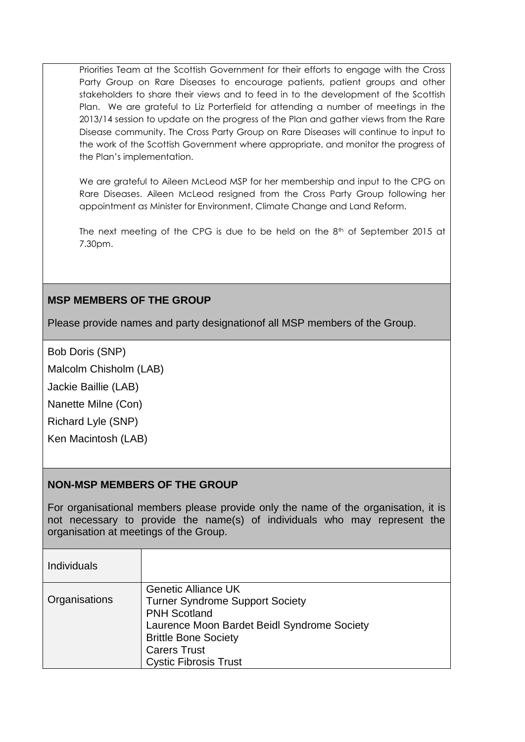Priorities Team at the Scottish Government for their efforts to engage with the Cross Party Group on Rare Diseases to encourage patients, patient groups and other stakeholders to share their views and to feed in to the development of the Scottish Plan. We are grateful to Liz Porterfield for attending a number of meetings in the 2013/14 session to update on the progress of the Plan and gather views from the Rare Disease community. The Cross Party Group on Rare Diseases will continue to input to the work of the Scottish Government where appropriate, and monitor the progress of the Plan's implementation.

We are grateful to Aileen McLeod MSP for her membership and input to the CPG on Rare Diseases. Aileen McLeod resigned from the Cross Party Group following her appointment as Minister for Environment, Climate Change and Land Reform.

The next meeting of the CPG is due to be held on the 8th of September 2015 at 7.30pm.

## MSP MEMBERS OF THE GROUP

Please provide names and party designationof all MSP members of the Group.

Bob Doris (SNP)

Malcolm Chisholm (LAB)

Jackie Baillie (LAB)

Nanette Milne (Con)

Richard Lyle (SNP)

Ken Macintosh (LAB)

## NON-MSP MEMBERS OF THE GROUP

For organisational members please provide only the name of the organisation, it is not necessary to provide the name(s) of individuals who may represent the organisation at meetings of the Group.

| | |
|---|---|
| Individuals | |
| Organisations | Genetic Alliance UK<br>Turner Syndrome Support Society<br>PNH Scotland<br>Laurence Moon Bardet Beidl Syndrome Society<br>Brittle Bone Society<br>Carers Trust<br>Cystic Fibrosis Trust |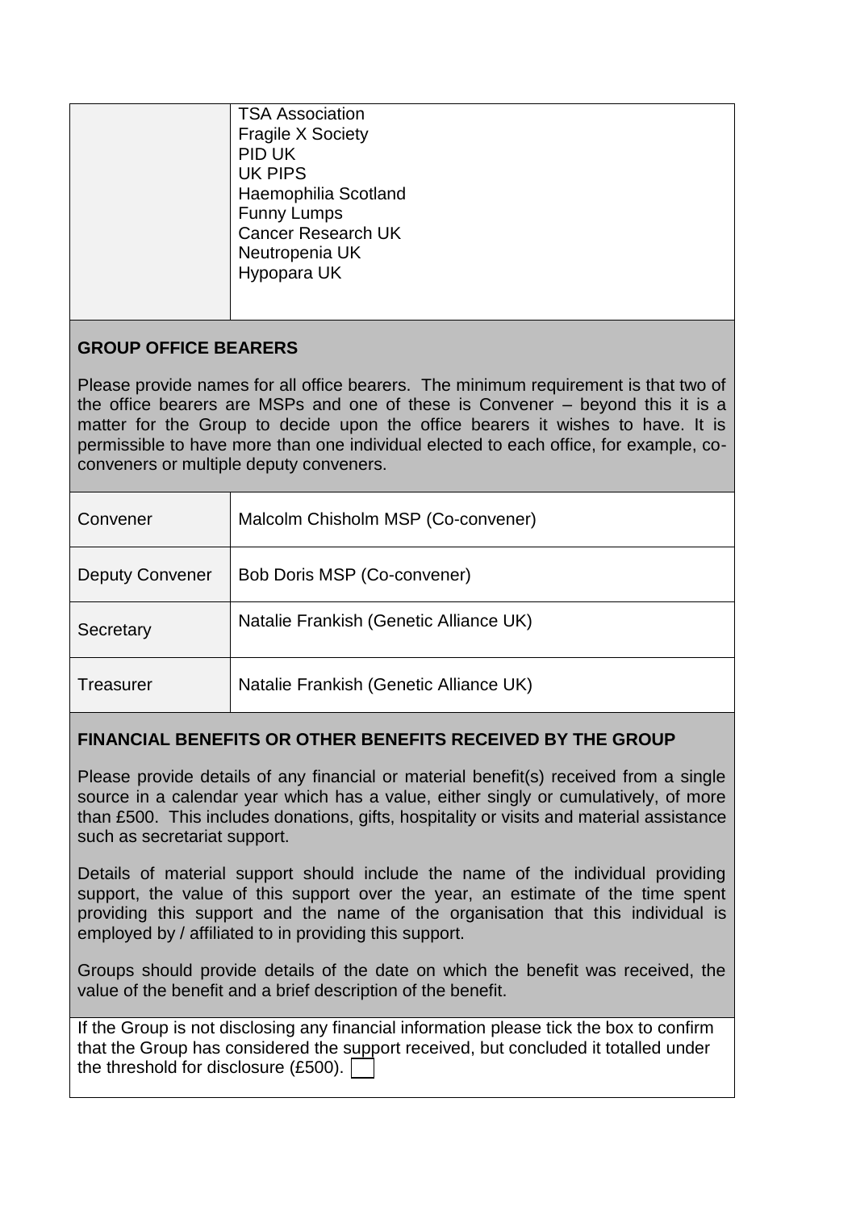| | |
|---|---|
| | TSA Association<br>Fragile X Society<br>PID UK<br>UK PIPS<br>Haemophilia Scotland<br>Funny Lumps<br>Cancer Research UK<br>Neutropenia UK<br>Hypopara UK |

**GROUP OFFICE BEARERS**

Please provide names for all office bearers. The minimum requirement is that two of the office bearers are MSPs and one of these is Convener – beyond this it is a matter for the Group to decide upon the office bearers it wishes to have. It is permissible to have more than one individual elected to each office, for example, co-conveners or multiple deputy conveners.

| | |
|---|---|
| Convener | Malcolm Chisholm MSP (Co-convener) |
| Deputy Convener | Bob Doris MSP (Co-convener) |
| Secretary | Natalie Frankish (Genetic Alliance UK) |
| Treasurer | Natalie Frankish (Genetic Alliance UK) |

**FINANCIAL BENEFITS OR OTHER BENEFITS RECEIVED BY THE GROUP**

Please provide details of any financial or material benefit(s) received from a single source in a calendar year which has a value, either singly or cumulatively, of more than £500. This includes donations, gifts, hospitality or visits and material assistance such as secretariat support.

Details of material support should include the name of the individual providing support, the value of this support over the year, an estimate of the time spent providing this support and the name of the organisation that this individual is employed by / affiliated to in providing this support.

Groups should provide details of the date on which the benefit was received, the value of the benefit and a brief description of the benefit.

If the Group is not disclosing any financial information please tick the box to confirm that the Group has considered the support received, but concluded it totalled under the threshold for disclosure (£500). ☐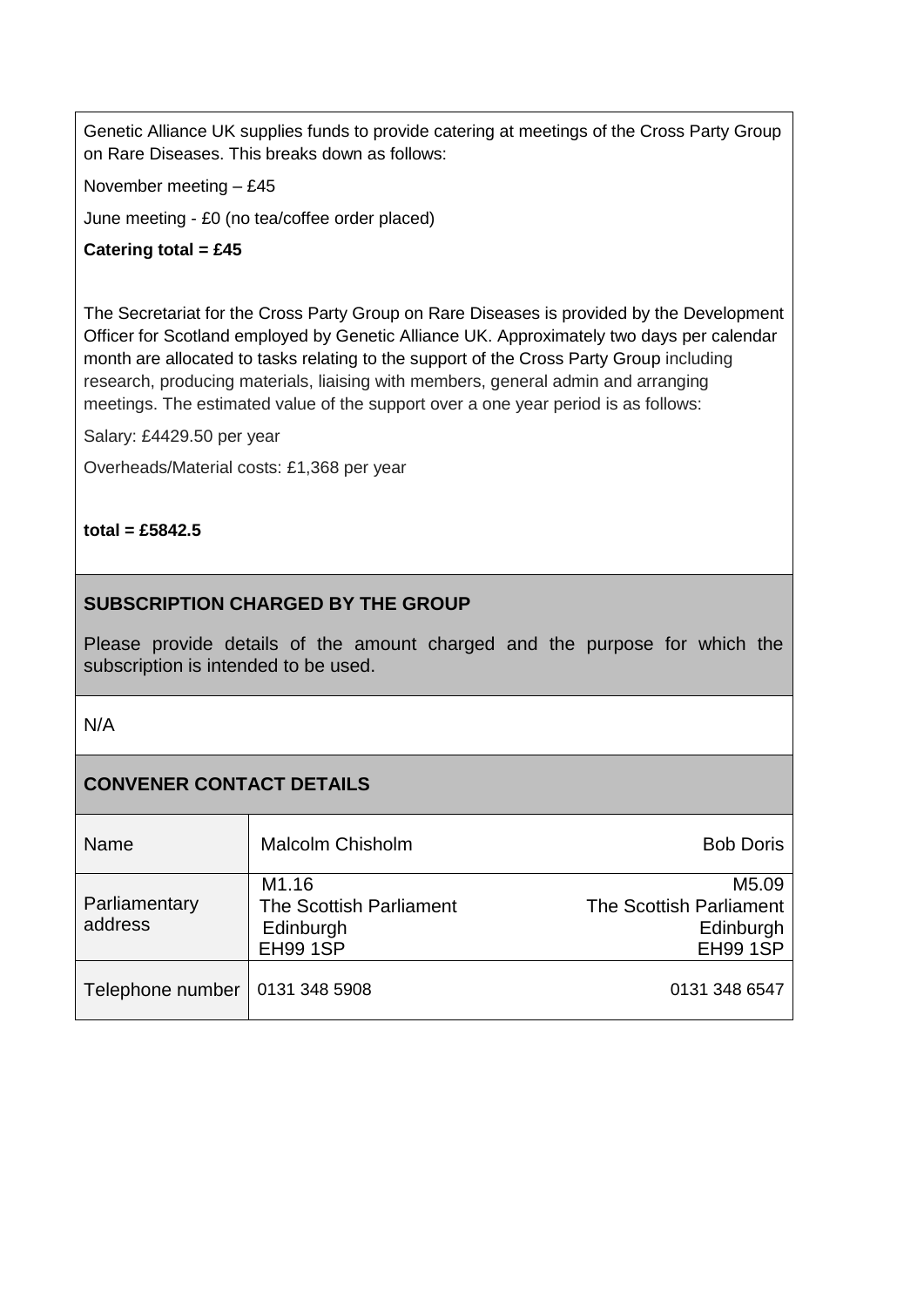Genetic Alliance UK supplies funds to provide catering at meetings of the Cross Party Group on Rare Diseases. This breaks down as follows:

November meeting – £45

June meeting - £0 (no tea/coffee order placed)

**Catering total = £45**

The Secretariat for the Cross Party Group on Rare Diseases is provided by the Development Officer for Scotland employed by Genetic Alliance UK. Approximately two days per calendar month are allocated to tasks relating to the support of the Cross Party Group including research, producing materials, liaising with members, general admin and arranging meetings. The estimated value of the support over a one year period is as follows:

Salary: £4429.50 per year

Overheads/Material costs: £1,368 per year

**total = £5842.5**

## SUBSCRIPTION CHARGED BY THE GROUP

Please provide details of the amount charged and the purpose for which the subscription is intended to be used.

N/A

## CONVENER CONTACT DETAILS

| | | |
|---|---|---|
| Name | Malcolm Chisholm | Bob Doris |
| Parliamentary address | M1.16<br>The Scottish Parliament<br>Edinburgh<br>EH99 1SP | M5.09<br>The Scottish Parliament<br>Edinburgh<br>EH99 1SP |
| Telephone number | 0131 348 5908 | 0131 348 6547 |